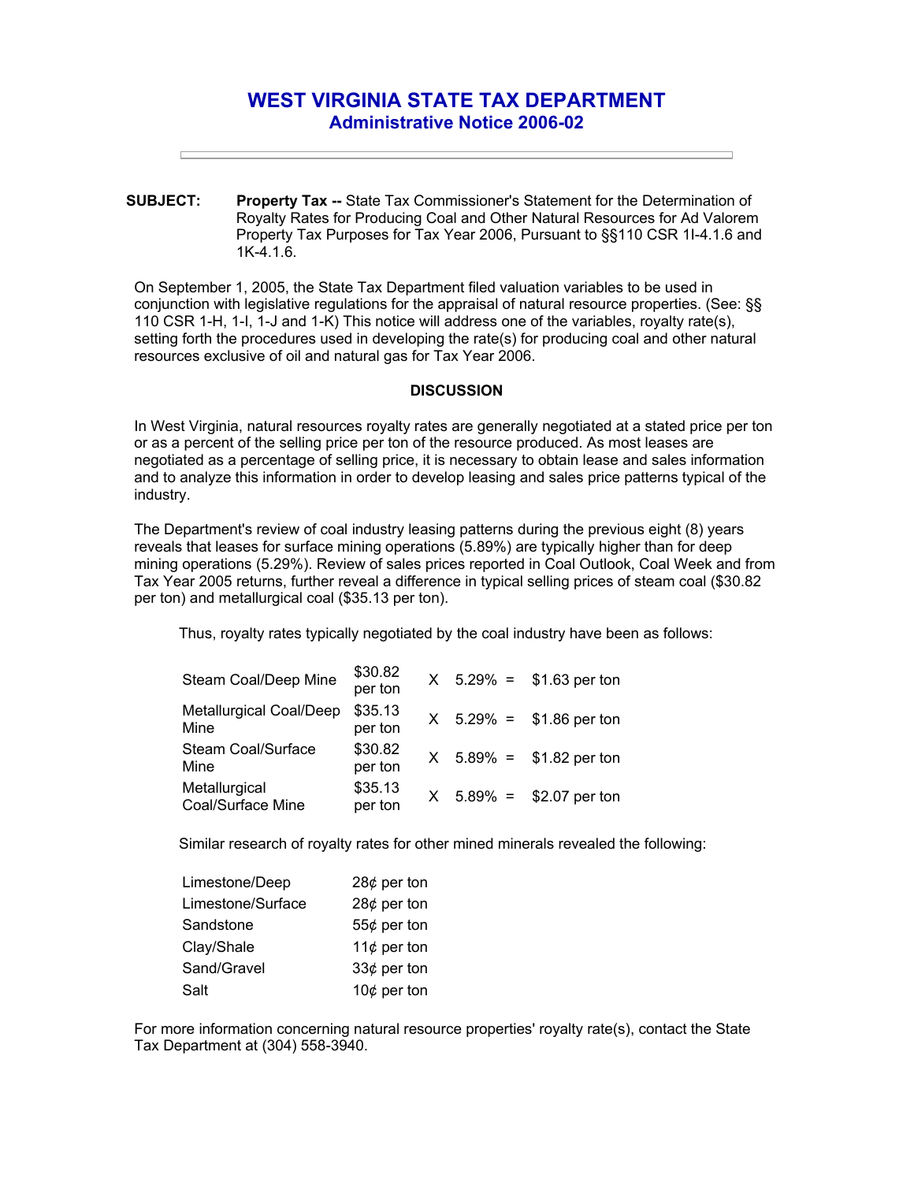# WEST VIRGINIA STATE TAX DEPARTMENT

## Administrative Notice 2006-02

---

**SUBJECT:** **Property Tax --** State Tax Commissioner's Statement for the Determination of Royalty Rates for Producing Coal and Other Natural Resources for Ad Valorem Property Tax Purposes for Tax Year 2006, Pursuant to §§110 CSR 1I-4.1.6 and 1K-4.1.6.

On September 1, 2005, the State Tax Department filed valuation variables to be used in conjunction with legislative regulations for the appraisal of natural resource properties. (See: §§ 110 CSR 1-H, 1-I, 1-J and 1-K) This notice will address one of the variables, royalty rate(s), setting forth the procedures used in developing the rate(s) for producing coal and other natural resources exclusive of oil and natural gas for Tax Year 2006.

**DISCUSSION**

In West Virginia, natural resources royalty rates are generally negotiated at a stated price per ton or as a percent of the selling price per ton of the resource produced. As most leases are negotiated as a percentage of selling price, it is necessary to obtain lease and sales information and to analyze this information in order to develop leasing and sales price patterns typical of the industry.

The Department's review of coal industry leasing patterns during the previous eight (8) years reveals that leases for surface mining operations (5.89%) are typically higher than for deep mining operations (5.29%). Review of sales prices reported in Coal Outlook, Coal Week and from Tax Year 2005 returns, further reveal a difference in typical selling prices of steam coal ($30.82 per ton) and metallurgical coal ($35.13 per ton).

Thus, royalty rates typically negotiated by the coal industry have been as follows:

| | | | | | |
|---|---|---|---|---|---|
| Steam Coal/Deep Mine | $30.82 per ton | X | 5.29% | = | $1.63 per ton |
| Metallurgical Coal/Deep Mine | $35.13 per ton | X | 5.29% | = | $1.86 per ton |
| Steam Coal/Surface Mine | $30.82 per ton | X | 5.89% | = | $1.82 per ton |
| Metallurgical Coal/Surface Mine | $35.13 per ton | X | 5.89% | = | $2.07 per ton |

Similar research of royalty rates for other mined minerals revealed the following:

| | |
|---|---|
| Limestone/Deep | 28¢ per ton |
| Limestone/Surface | 28¢ per ton |
| Sandstone | 55¢ per ton |
| Clay/Shale | 11¢ per ton |
| Sand/Gravel | 33¢ per ton |
| Salt | 10¢ per ton |

For more information concerning natural resource properties' royalty rate(s), contact the State Tax Department at (304) 558-3940.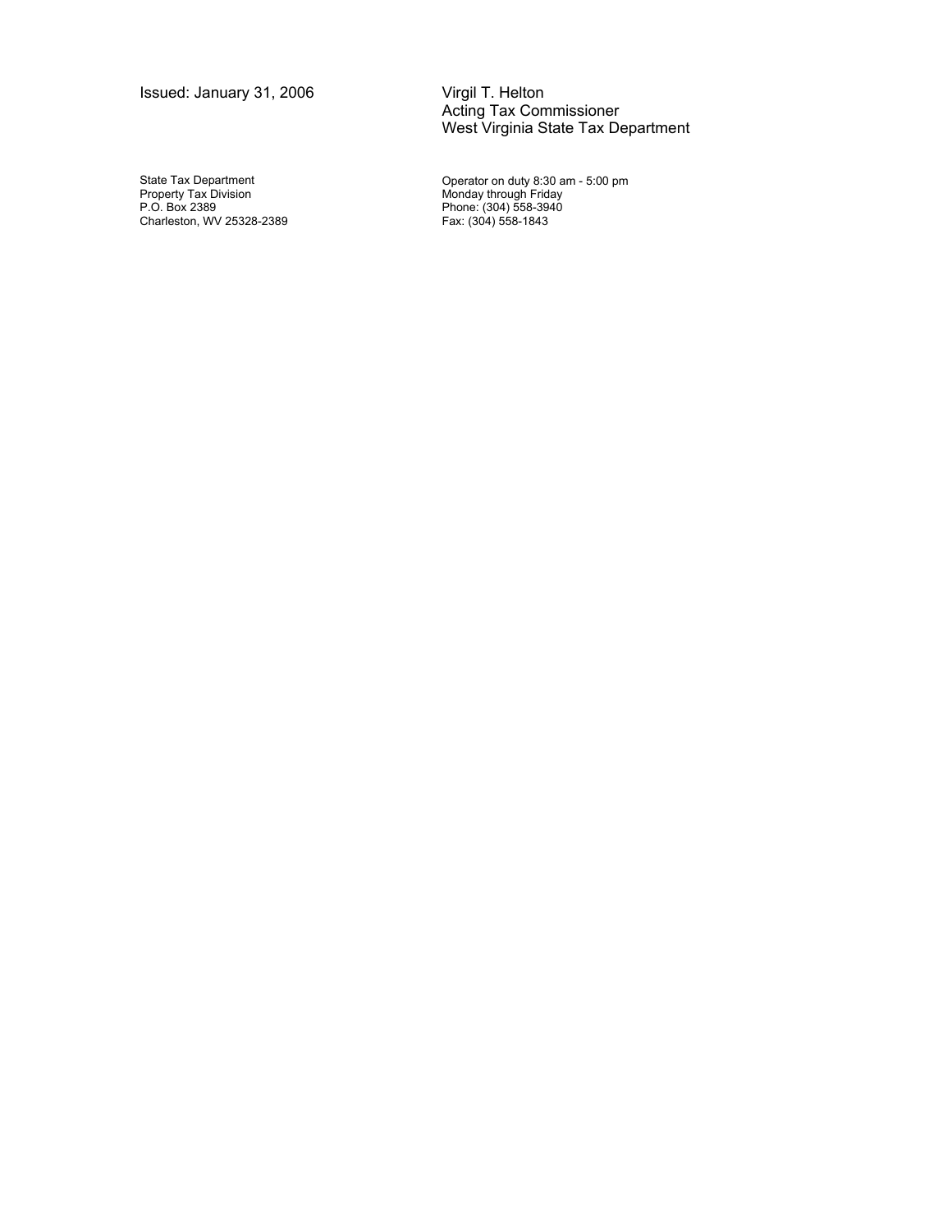Issued: January 31, 2006

Virgil T. Helton
Acting Tax Commissioner
West Virginia State Tax Department

State Tax Department
Property Tax Division
P.O. Box 2389
Charleston, WV 25328-2389

Operator on duty 8:30 am - 5:00 pm
Monday through Friday
Phone: (304) 558-3940
Fax: (304) 558-1843